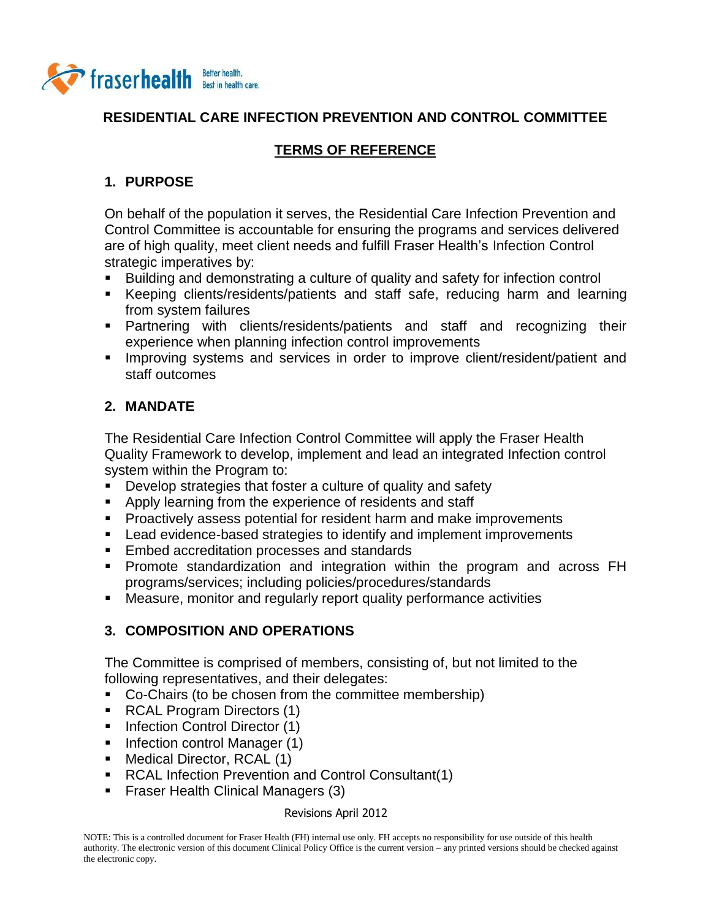# RESIDENTIAL CARE INFECTION PREVENTION AND CONTROL COMMITTEE

## TERMS OF REFERENCE

### 1. PURPOSE

On behalf of the population it serves, the Residential Care Infection Prevention and Control Committee is accountable for ensuring the programs and services delivered are of high quality, meet client needs and fulfill Fraser Health's Infection Control strategic imperatives by:

- Building and demonstrating a culture of quality and safety for infection control
- Keeping clients/residents/patients and staff safe, reducing harm and learning from system failures
- Partnering with clients/residents/patients and staff and recognizing their experience when planning infection control improvements
- Improving systems and services in order to improve client/resident/patient and staff outcomes

### 2. MANDATE

The Residential Care Infection Control Committee will apply the Fraser Health Quality Framework to develop, implement and lead an integrated Infection control system within the Program to:

- Develop strategies that foster a culture of quality and safety
- Apply learning from the experience of residents and staff
- Proactively assess potential for resident harm and make improvements
- Lead evidence-based strategies to identify and implement improvements
- Embed accreditation processes and standards
- Promote standardization and integration within the program and across FH programs/services; including policies/procedures/standards
- Measure, monitor and regularly report quality performance activities

### 3. COMPOSITION AND OPERATIONS

The Committee is comprised of members, consisting of, but not limited to the following representatives, and their delegates:

- Co-Chairs (to be chosen from the committee membership)
- RCAL Program Directors (1)
- Infection Control Director (1)
- Infection control Manager (1)
- Medical Director, RCAL (1)
- RCAL Infection Prevention and Control Consultant(1)
- Fraser Health Clinical Managers (3)

Revisions April 2012

NOTE: This is a controlled document for Fraser Health (FH) internal use only. FH accepts no responsibility for use outside of this health authority. The electronic version of this document Clinical Policy Office is the current version – any printed versions should be checked against the electronic copy.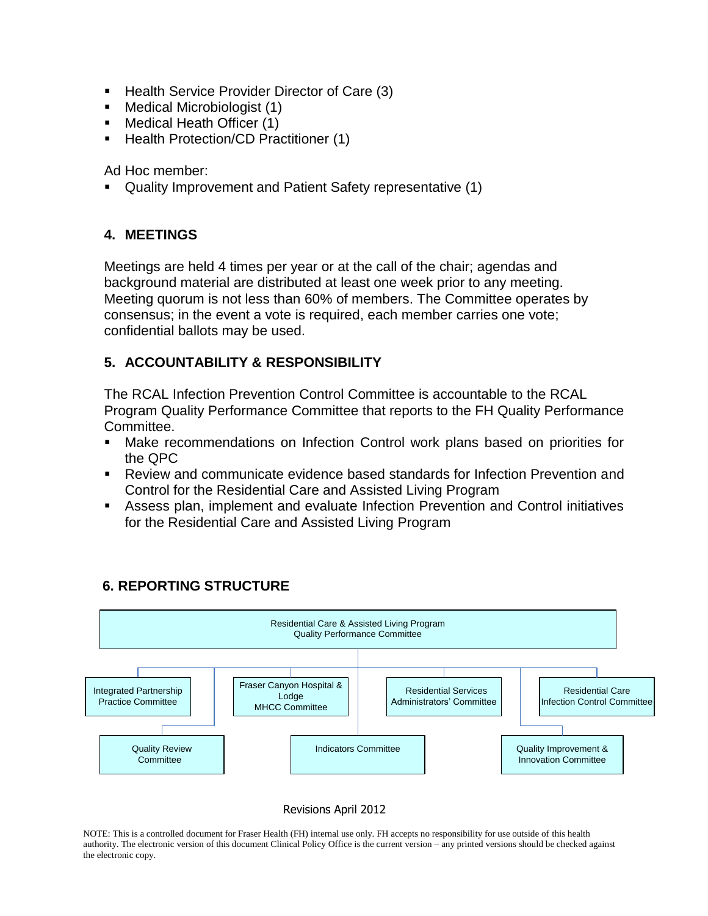- Health Service Provider Director of Care (3)
- Medical Microbiologist (1)
- Medical Heath Officer (1)
- Health Protection/CD Practitioner (1)

Ad Hoc member:

- Quality Improvement and Patient Safety representative (1)

## 4. MEETINGS

Meetings are held 4 times per year or at the call of the chair; agendas and background material are distributed at least one week prior to any meeting. Meeting quorum is not less than 60% of members. The Committee operates by consensus; in the event a vote is required, each member carries one vote; confidential ballots may be used.

## 5. ACCOUNTABILITY & RESPONSIBILITY

The RCAL Infection Prevention Control Committee is accountable to the RCAL Program Quality Performance Committee that reports to the FH Quality Performance Committee.

- Make recommendations on Infection Control work plans based on priorities for the QPC
- Review and communicate evidence based standards for Infection Prevention and Control for the Residential Care and Assisted Living Program
- Assess plan, implement and evaluate Infection Prevention and Control initiatives for the Residential Care and Assisted Living Program

## 6. REPORTING STRUCTURE

Residential Care & Assisted Living Program Quality Performance Committee

- Integrated Partnership Practice Committee
- Quality Review Committee
- Fraser Canyon Hospital & Lodge MHCC Committee
- Indicators Committee
- Residential Services Administrators' Committee
- Quality Improvement & Innovation Committee
- Residential Care Infection Control Committee

Revisions April 2012

NOTE: This is a controlled document for Fraser Health (FH) internal use only. FH accepts no responsibility for use outside of this health authority. The electronic version of this document Clinical Policy Office is the current version – any printed versions should be checked against the electronic copy.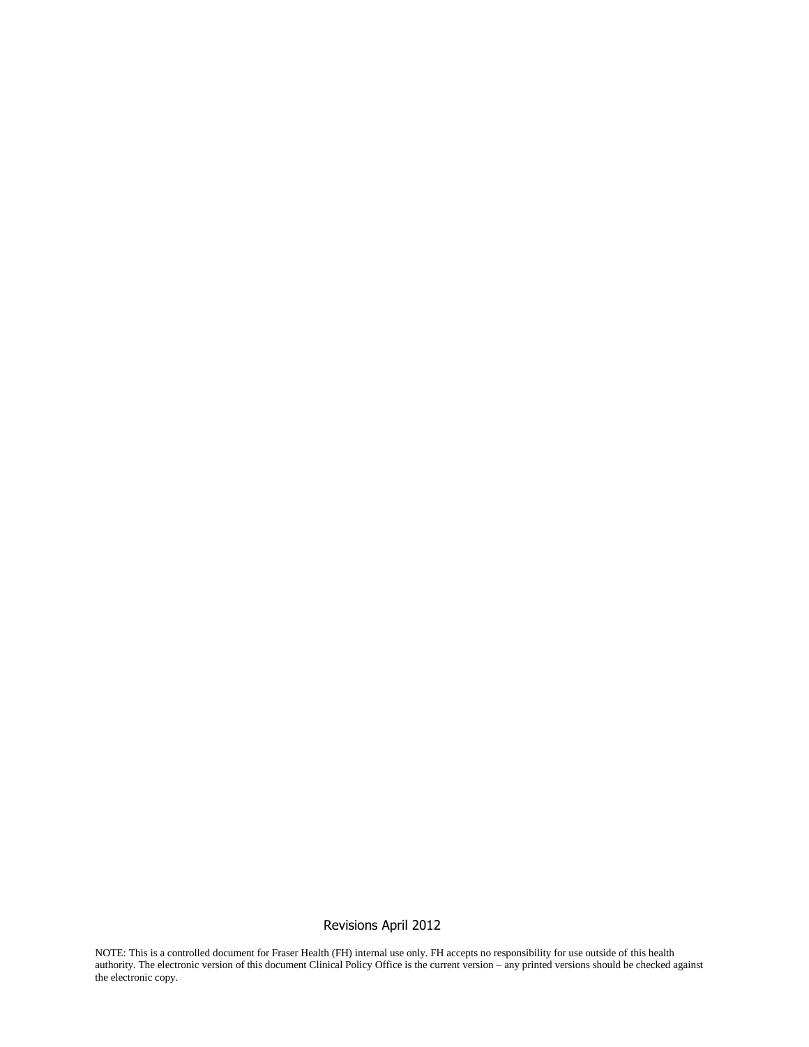Revisions April 2012

NOTE: This is a controlled document for Fraser Health (FH) internal use only. FH accepts no responsibility for use outside of this health authority. The electronic version of this document Clinical Policy Office is the current version – any printed versions should be checked against the electronic copy.